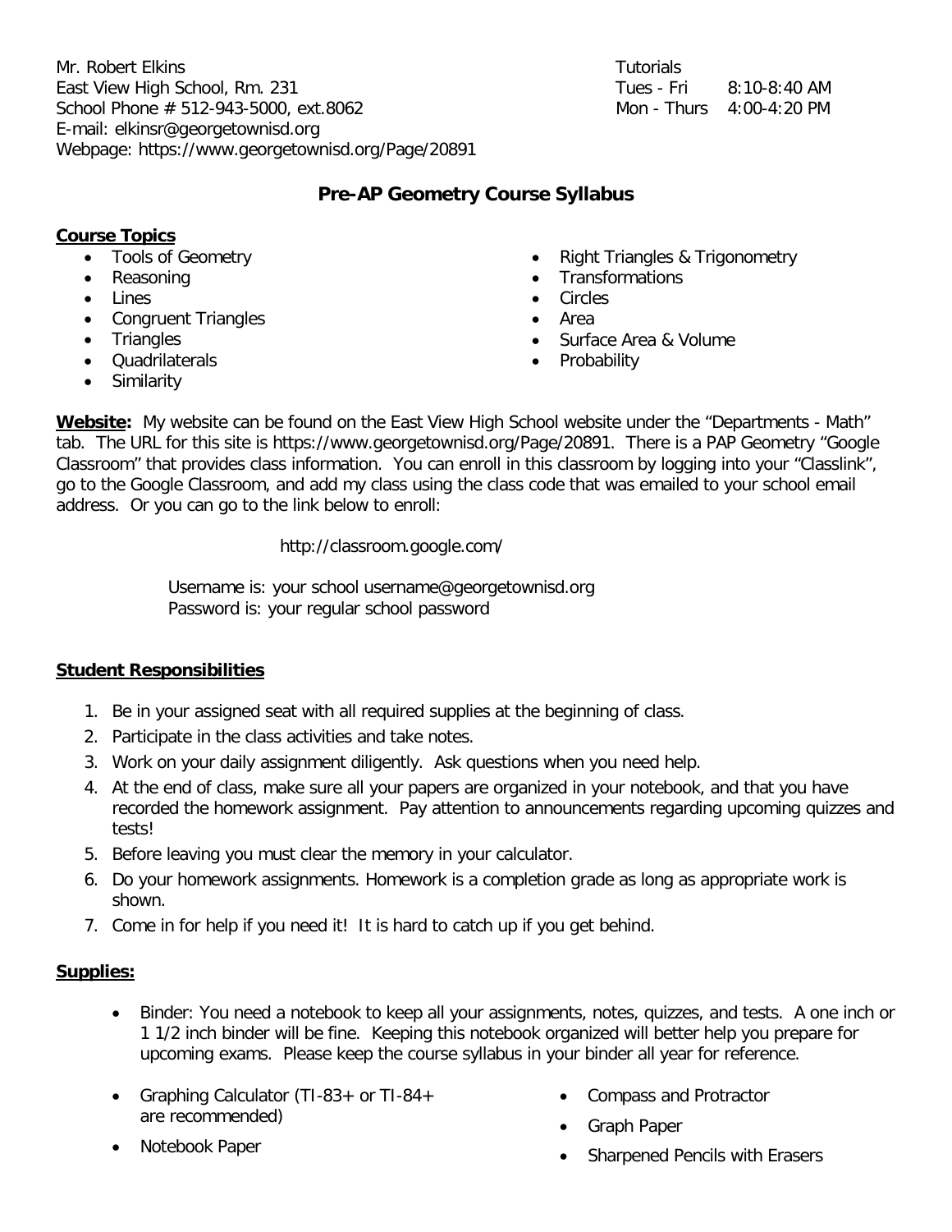Mr. Robert Elkins
East View High School, Rm. 231
School Phone # 512-943-5000, ext.8062
E-mail: elkinsr@georgetownisd.org
Webpage: https://www.georgetownisd.org/Page/20891

Tutorials
Tues - Fri 8:10-8:40 AM
Mon - Thurs 4:00-4:20 PM

# Pre-AP Geometry Course Syllabus

## Course Topics

- Tools of Geometry
- Reasoning
- Lines
- Congruent Triangles
- Triangles
- Quadrilaterals
- Similarity
- Right Triangles & Trigonometry
- Transformations
- Circles
- Area
- Surface Area & Volume
- Probability

**Website:** My website can be found on the East View High School website under the "Departments - Math" tab. The URL for this site is https://www.georgetownisd.org/Page/20891. There is a PAP Geometry "Google Classroom" that provides class information. You can enroll in this classroom by logging into your "Classlink", go to the Google Classroom, and add my class using the class code that was emailed to your school email address. Or you can go to the link below to enroll:

http://classroom.google.com/

Username is: your school username@georgetownisd.org
Password is: your regular school password

## Student Responsibilities

1. Be in your assigned seat with all required supplies at the beginning of class.
2. Participate in the class activities and take notes.
3. Work on your daily assignment diligently. Ask questions when you need help.
4. At the end of class, make sure all your papers are organized in your notebook, and that you have recorded the homework assignment. Pay attention to announcements regarding upcoming quizzes and tests!
5. Before leaving you must clear the memory in your calculator.
6. Do your homework assignments. Homework is a completion grade as long as appropriate work is shown.
7. Come in for help if you need it! It is hard to catch up if you get behind.

## Supplies:

- Binder: You need a notebook to keep all your assignments, notes, quizzes, and tests. A one inch or 1 1/2 inch binder will be fine. Keeping this notebook organized will better help you prepare for upcoming exams. Please keep the course syllabus in your binder all year for reference.
- Graphing Calculator (TI-83+ or TI-84+ are recommended)
- Notebook Paper
- Compass and Protractor
- Graph Paper
- Sharpened Pencils with Erasers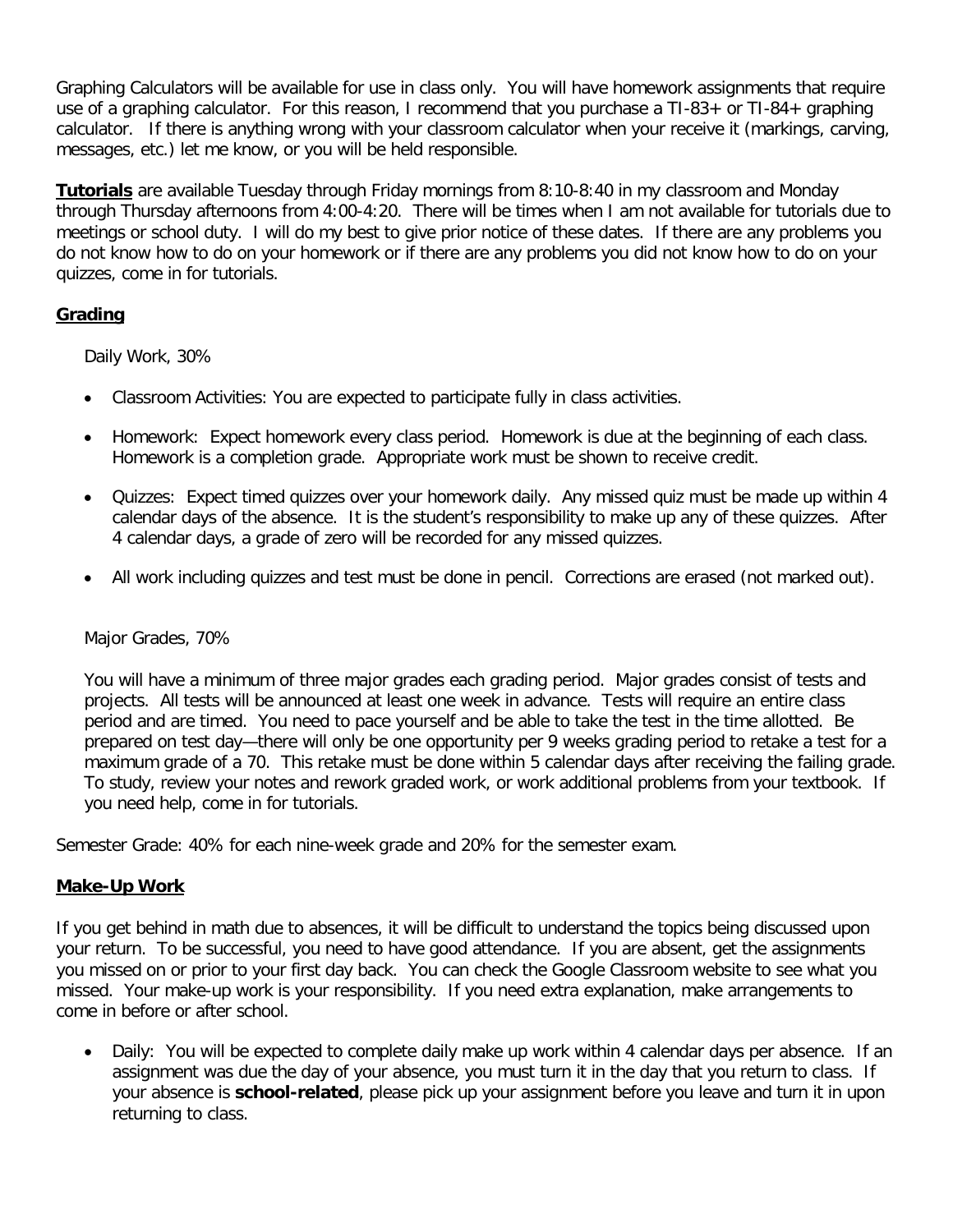Graphing Calculators will be available for use in class only. You will have homework assignments that require use of a graphing calculator. For this reason, I recommend that you purchase a TI-83+ or TI-84+ graphing calculator. If there is anything wrong with your classroom calculator when your receive it (markings, carving, messages, etc.) let me know, or you will be held responsible.

**Tutorials** are available Tuesday through Friday mornings from 8:10-8:40 in my classroom and Monday through Thursday afternoons from 4:00-4:20. There will be times when I am not available for tutorials due to meetings or school duty. I will do my best to give prior notice of these dates. If there are any problems you do not know how to do on your homework or if there are any problems you did not know how to do on your quizzes, come in for tutorials.

## Grading

Daily Work, 30%

- Classroom Activities: You are expected to participate fully in class activities.
- Homework: Expect homework every class period. Homework is due at the beginning of each class. Homework is a completion grade. Appropriate work must be shown to receive credit.
- Quizzes: Expect timed quizzes over your homework daily. Any missed quiz must be made up within 4 calendar days of the absence. It is the student's responsibility to make up any of these quizzes. After 4 calendar days, a grade of zero will be recorded for any missed quizzes.
- All work including quizzes and test must be done in pencil. Corrections are erased (not marked out).

Major Grades, 70%

You will have a minimum of three major grades each grading period. Major grades consist of tests and projects. All tests will be announced at least one week in advance. Tests will require an entire class period and are timed. You need to pace yourself and be able to take the test in the time allotted. Be prepared on test day—there will only be one opportunity per 9 weeks grading period to retake a test for a maximum grade of a 70. This retake must be done within 5 calendar days after receiving the failing grade. To study, review your notes and rework graded work, or work additional problems from your textbook. If you need help, come in for tutorials.

Semester Grade: 40% for each nine-week grade and 20% for the semester exam.

## Make-Up Work

If you get behind in math due to absences, it will be difficult to understand the topics being discussed upon your return. To be successful, you need to have good attendance. If you are absent, get the assignments you missed on or prior to your first day back. You can check the Google Classroom website to see what you missed. Your make-up work is your responsibility. If you need extra explanation, make arrangements to come in before or after school.

- Daily: You will be expected to complete daily make up work within 4 calendar days per absence. If an assignment was due the day of your absence, you must turn it in the day that you return to class. If your absence is **school-related**, please pick up your assignment before you leave and turn it in upon returning to class.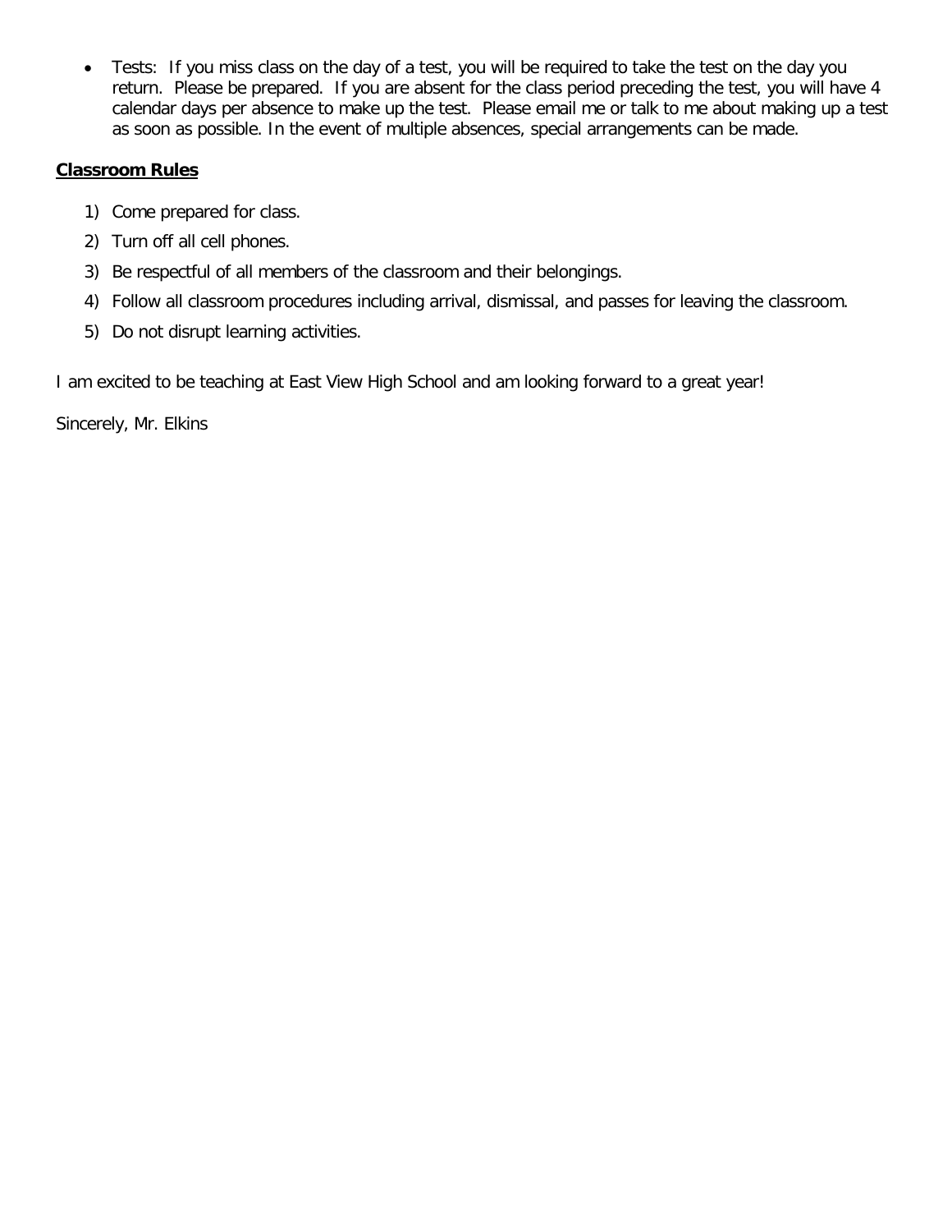- Tests: If you miss class on the day of a test, you will be required to take the test on the day you return. Please be prepared. If you are absent for the class period preceding the test, you will have 4 calendar days per absence to make up the test. Please email me or talk to me about making up a test as soon as possible. In the event of multiple absences, special arrangements can be made.

**Classroom Rules**

1) Come prepared for class.
2) Turn off all cell phones.
3) Be respectful of all members of the classroom and their belongings.
4) Follow all classroom procedures including arrival, dismissal, and passes for leaving the classroom.
5) Do not disrupt learning activities.

I am excited to be teaching at East View High School and am looking forward to a great year!

Sincerely, Mr. Elkins